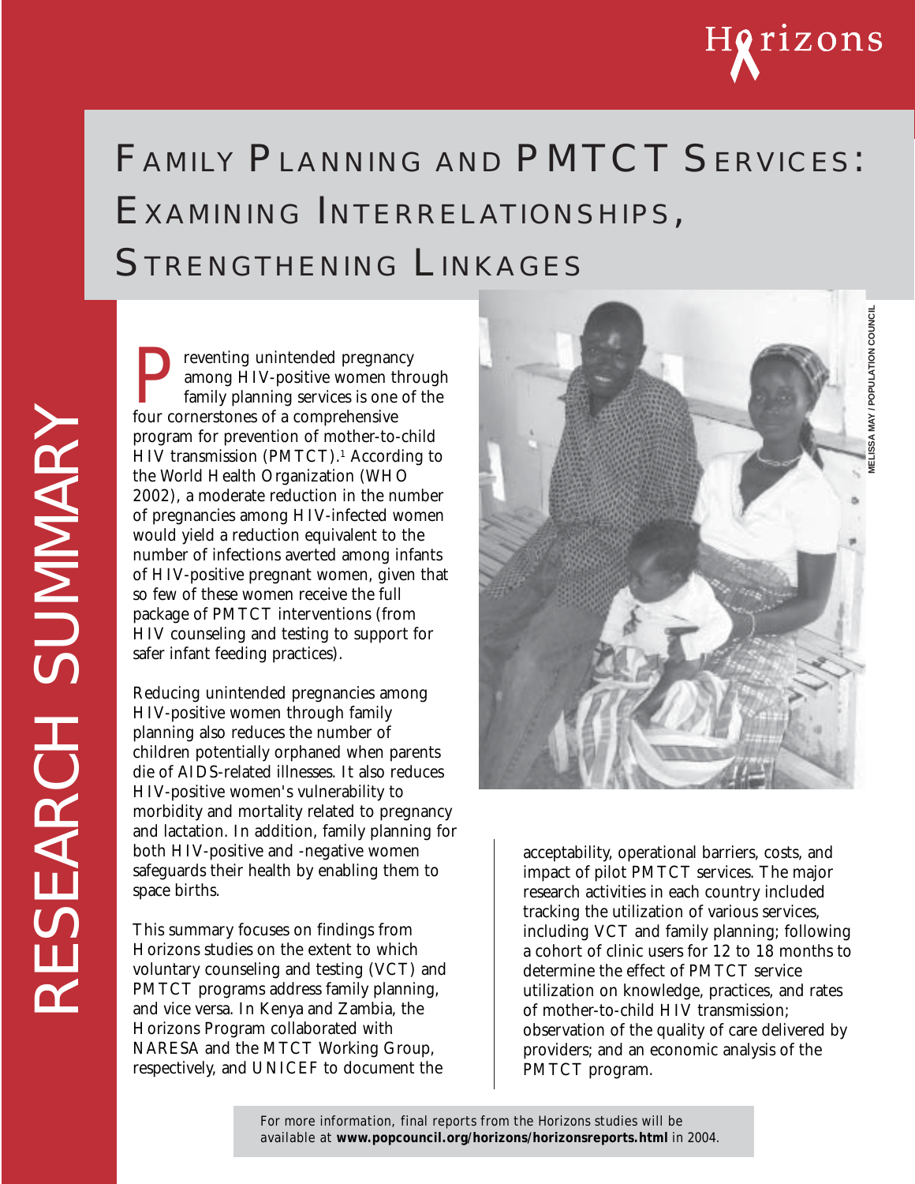# Family Planning and PMTCT Services: Examining Interrelationships, Strengthening Linkages

RESEARCH SUMMARY

Preventing unintended pregnancy among HIV-positive women through family planning services is one of the four cornerstones of a comprehensive program for prevention of mother-to-child HIV transmission (PMTCT).[1] According to the World Health Organization (WHO 2002), a moderate reduction in the number of pregnancies among HIV-infected women would yield a reduction equivalent to the number of infections averted among infants of HIV-positive pregnant women, given that so few of these women receive the full package of PMTCT interventions (from HIV counseling and testing to support for safer infant feeding practices).

Reducing unintended pregnancies among HIV-positive women through family planning also reduces the number of children potentially orphaned when parents die of AIDS-related illnesses. It also reduces HIV-positive women's vulnerability to morbidity and mortality related to pregnancy and lactation. In addition, family planning for both HIV-positive and -negative women safeguards their health by enabling them to space births.

This summary focuses on findings from Horizons studies on the extent to which voluntary counseling and testing (VCT) and PMTCT programs address family planning, and vice versa. In Kenya and Zambia, the Horizons Program collaborated with NARESA and the MTCT Working Group, respectively, and UNICEF to document the acceptability, operational barriers, costs, and impact of pilot PMTCT services. The major research activities in each country included tracking the utilization of various services, including VCT and family planning; following a cohort of clinic users for 12 to 18 months to determine the effect of PMTCT service utilization on knowledge, practices, and rates of mother-to-child HIV transmission; observation of the quality of care delivered by providers; and an economic analysis of the PMTCT program.

MELISSA MAY / POPULATION COUNCIL

For more information, final reports from the Horizons studies will be available at **www.popcouncil.org/horizons/horizonsreports.html** in 2004.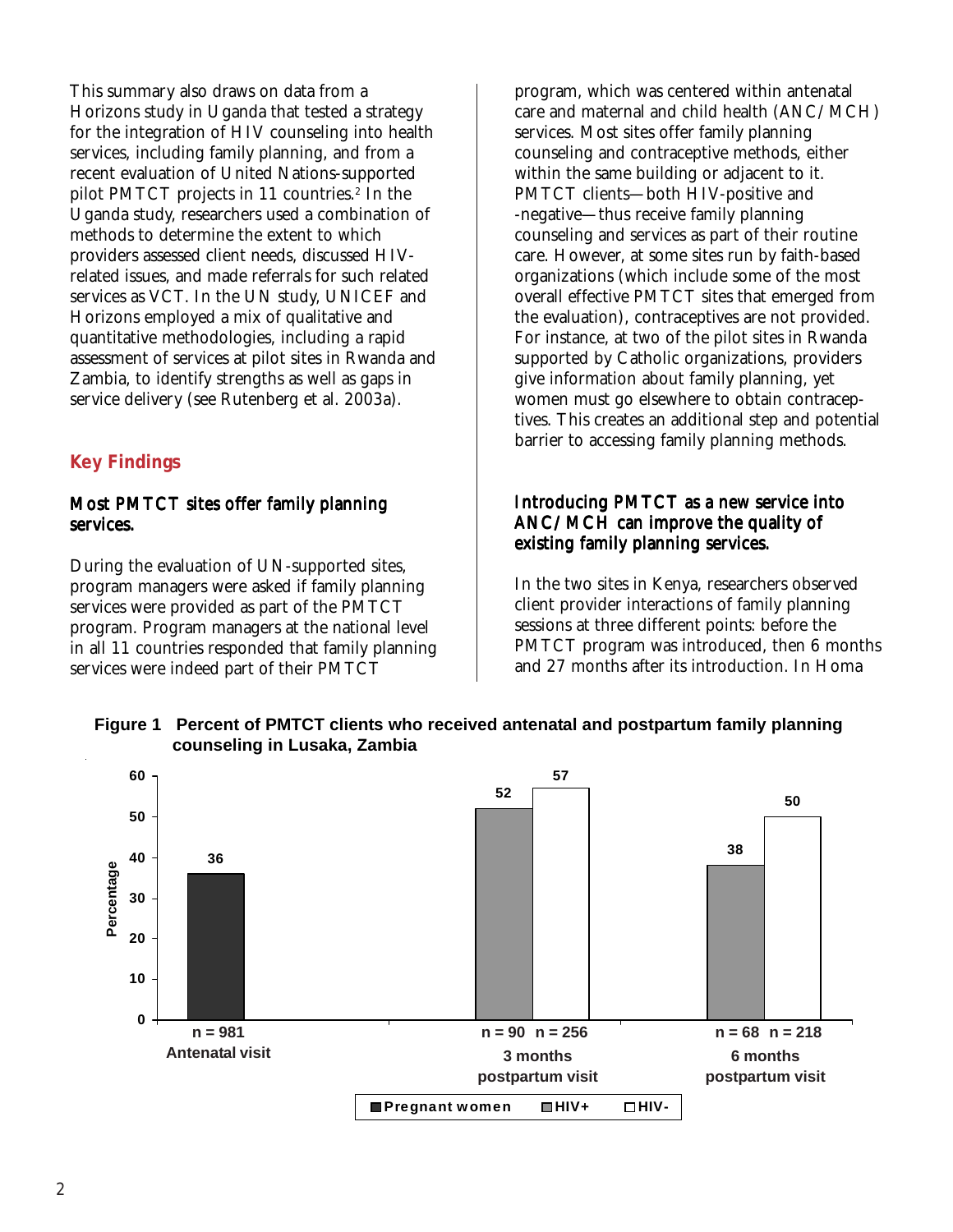This summary also draws on data from a Horizons study in Uganda that tested a strategy for the integration of HIV counseling into health services, including family planning, and from a recent evaluation of United Nations-supported pilot PMTCT projects in 11 countries.[2] In the Uganda study, researchers used a combination of methods to determine the extent to which providers assessed client needs, discussed HIV-related issues, and made referrals for such related services as VCT. In the UN study, UNICEF and Horizons employed a mix of qualitative and quantitative methodologies, including a rapid assessment of services at pilot sites in Rwanda and Zambia, to identify strengths as well as gaps in service delivery (see Rutenberg et al. 2003a).

## Key Findings

### Most PMTCT sites offer family planning services.

During the evaluation of UN-supported sites, program managers were asked if family planning services were provided as part of the PMTCT program. Program managers at the national level in all 11 countries responded that family planning services were indeed part of their PMTCT program, which was centered within antenatal care and maternal and child health (ANC/MCH) services. Most sites offer family planning counseling and contraceptive methods, either within the same building or adjacent to it. PMTCT clients—both HIV-positive and -negative—thus receive family planning counseling and services as part of their routine care. However, at some sites run by faith-based organizations (which include some of the most overall effective PMTCT sites that emerged from the evaluation), contraceptives are not provided. For instance, at two of the pilot sites in Rwanda supported by Catholic organizations, providers give information about family planning, yet women must go elsewhere to obtain contraceptives. This creates an additional step and potential barrier to accessing family planning methods.

### Introducing PMTCT as a new service into ANC/MCH can improve the quality of existing family planning services.

In the two sites in Kenya, researchers observed client provider interactions of family planning sessions at three different points: before the PMTCT program was introduced, then 6 months and 27 months after its introduction. In Homa

**Figure 1 Percent of PMTCT clients who received antenatal and postpartum family planning counseling in Lusaka, Zambia**

| Visit | Pregnant women | HIV+ | HIV- |
|---|---|---|---|
| Antenatal visit | 36 (n = 981) | | |
| 3 months postpartum visit | | 52 (n = 90) | 57 (n = 256) |
| 6 months postpartum visit | | 38 (n = 68) | 50 (n = 218) |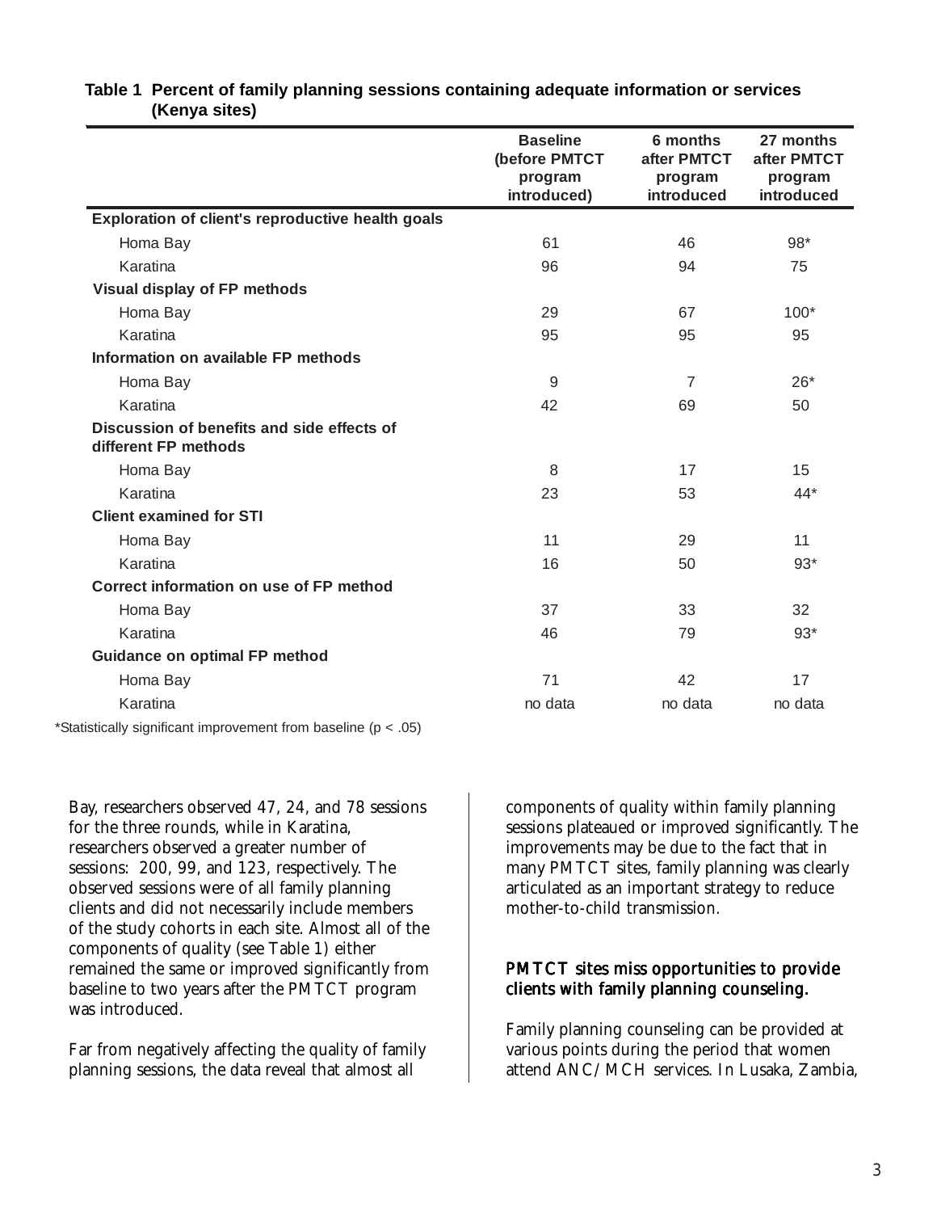**Table 1 Percent of family planning sessions containing adequate information or services (Kenya sites)**

| | Baseline (before PMTCT program introduced) | 6 months after PMTCT program introduced | 27 months after PMTCT program introduced |
|---|---|---|---|
| **Exploration of client's reproductive health goals** | | | |
| Homa Bay | 61 | 46 | 98* |
| Karatina | 96 | 94 | 75 |
| **Visual display of FP methods** | | | |
| Homa Bay | 29 | 67 | 100* |
| Karatina | 95 | 95 | 95 |
| **Information on available FP methods** | | | |
| Homa Bay | 9 | 7 | 26* |
| Karatina | 42 | 69 | 50 |
| **Discussion of benefits and side effects of different FP methods** | | | |
| Homa Bay | 8 | 17 | 15 |
| Karatina | 23 | 53 | 44* |
| **Client examined for STI** | | | |
| Homa Bay | 11 | 29 | 11 |
| Karatina | 16 | 50 | 93* |
| **Correct information on use of FP method** | | | |
| Homa Bay | 37 | 33 | 32 |
| Karatina | 46 | 79 | 93* |
| **Guidance on optimal FP method** | | | |
| Homa Bay | 71 | 42 | 17 |
| Karatina | no data | no data | no data |

*Statistically significant improvement from baseline ($p < .05$)

Bay, researchers observed 47, 24, and 78 sessions for the three rounds, while in Karatina, researchers observed a greater number of sessions: 200, 99, and 123, respectively. The observed sessions were of all family planning clients and did not necessarily include members of the study cohorts in each site. Almost all of the components of quality (see Table 1) either remained the same or improved significantly from baseline to two years after the PMTCT program was introduced.

Far from negatively affecting the quality of family planning sessions, the data reveal that almost all components of quality within family planning sessions plateaued or improved significantly. The improvements may be due to the fact that in many PMTCT sites, family planning was clearly articulated as an important strategy to reduce mother-to-child transmission.

## PMTCT sites miss opportunities to provide clients with family planning counseling.

Family planning counseling can be provided at various points during the period that women attend ANC/MCH services. In Lusaka, Zambia,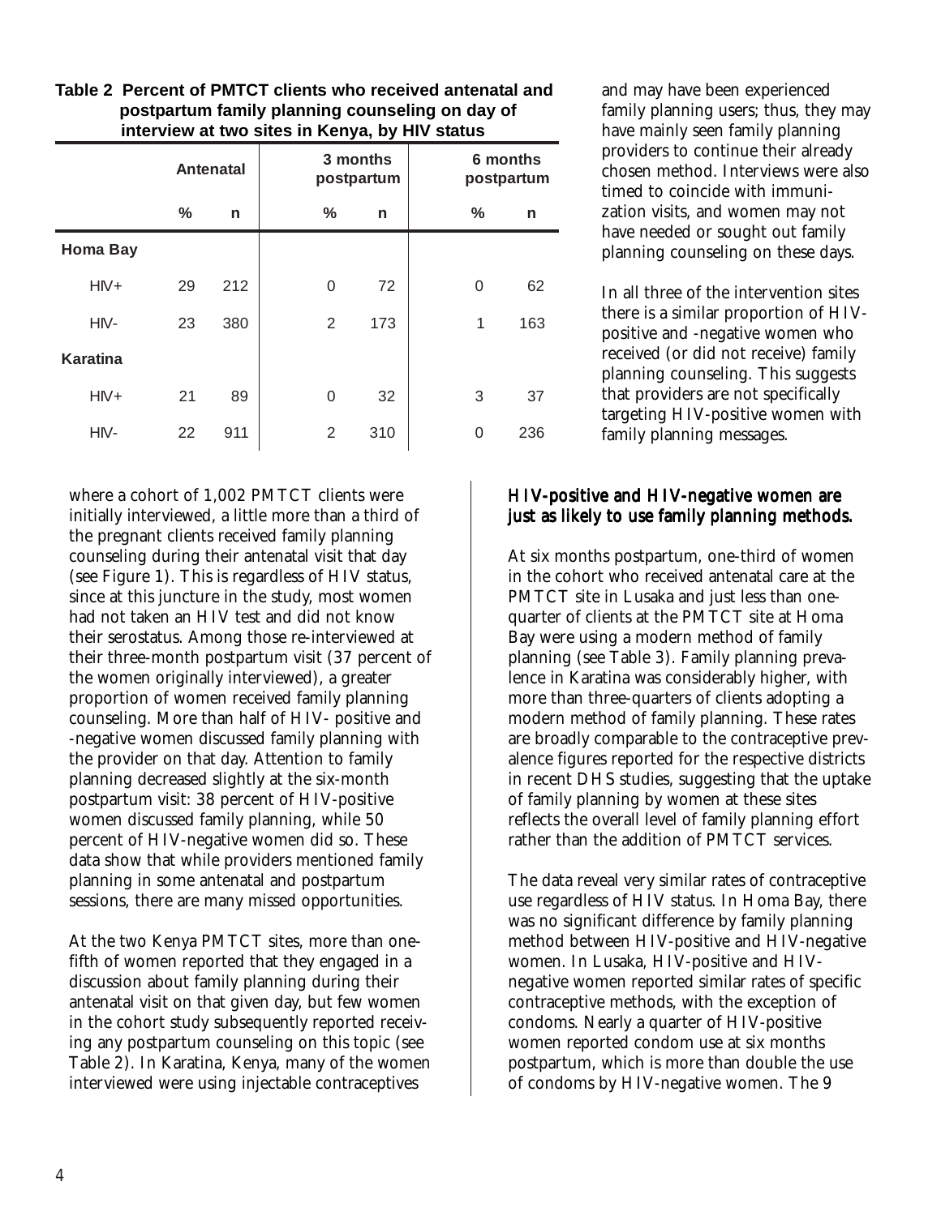**Table 2 Percent of PMTCT clients who received antenatal and postpartum family planning counseling on day of interview at two sites in Kenya, by HIV status**

| | Antenatal | | 3 months postpartum | | 6 months postpartum | |
|---|---|---|---|---|---|---|
| | % | n | % | n | % | n |
| **Homa Bay** | | | | | | |
| HIV+ | 29 | 212 | 0 | 72 | 0 | 62 |
| HIV- | 23 | 380 | 2 | 173 | 1 | 163 |
| **Karatina** | | | | | | |
| HIV+ | 21 | 89 | 0 | 32 | 3 | 37 |
| HIV- | 22 | 911 | 2 | 310 | 0 | 236 |

where a cohort of 1,002 PMTCT clients were initially interviewed, a little more than a third of the pregnant clients received family planning counseling during their antenatal visit that day (see Figure 1). This is regardless of HIV status, since at this juncture in the study, most women had not taken an HIV test and did not know their serostatus. Among those re-interviewed at their three-month postpartum visit (37 percent of the women originally interviewed), a greater proportion of women received family planning counseling. More than half of HIV- positive and -negative women discussed family planning with the provider on that day. Attention to family planning decreased slightly at the six-month postpartum visit: 38 percent of HIV-positive women discussed family planning, while 50 percent of HIV-negative women did so. These data show that while providers mentioned family planning in some antenatal and postpartum sessions, there are many missed opportunities.

At the two Kenya PMTCT sites, more than one-fifth of women reported that they engaged in a discussion about family planning during their antenatal visit on that given day, but few women in the cohort study subsequently reported receiving any postpartum counseling on this topic (see Table 2). In Karatina, Kenya, many of the women interviewed were using injectable contraceptives and may have been experienced family planning users; thus, they may have mainly seen family planning providers to continue their already chosen method. Interviews were also timed to coincide with immunization visits, and women may not have needed or sought out family planning counseling on these days.

In all three of the intervention sites there is a similar proportion of HIV-positive and -negative women who received (or did not receive) family planning counseling. This suggests that providers are not specifically targeting HIV-positive women with family planning messages.

### HIV-positive and HIV-negative women are just as likely to use family planning methods.

At six months postpartum, one-third of women in the cohort who received antenatal care at the PMTCT site in Lusaka and just less than one-quarter of clients at the PMTCT site at Homa Bay were using a modern method of family planning (see Table 3). Family planning prevalence in Karatina was considerably higher, with more than three-quarters of clients adopting a modern method of family planning. These rates are broadly comparable to the contraceptive prevalence figures reported for the respective districts in recent DHS studies, suggesting that the uptake of family planning by women at these sites reflects the overall level of family planning effort rather than the addition of PMTCT services.

The data reveal very similar rates of contraceptive use regardless of HIV status. In Homa Bay, there was no significant difference by family planning method between HIV-positive and HIV-negative women. In Lusaka, HIV-positive and HIV-negative women reported similar rates of specific contraceptive methods, with the exception of condoms. Nearly a quarter of HIV-positive women reported condom use at six months postpartum, which is more than double the use of condoms by HIV-negative women. The 9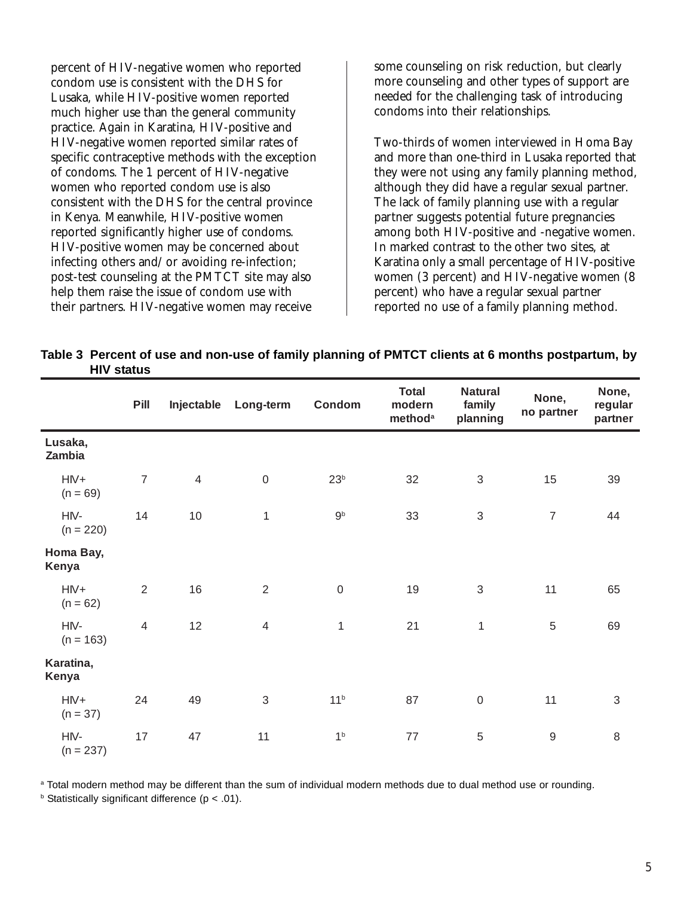percent of HIV-negative women who reported condom use is consistent with the DHS for Lusaka, while HIV-positive women reported much higher use than the general community practice. Again in Karatina, HIV-positive and HIV-negative women reported similar rates of specific contraceptive methods with the exception of condoms. The 1 percent of HIV-negative women who reported condom use is also consistent with the DHS for the central province in Kenya. Meanwhile, HIV-positive women reported significantly higher use of condoms. HIV-positive women may be concerned about infecting others and/or avoiding re-infection; post-test counseling at the PMTCT site may also help them raise the issue of condom use with their partners. HIV-negative women may receive some counseling on risk reduction, but clearly more counseling and other types of support are needed for the challenging task of introducing condoms into their relationships.

Two-thirds of women interviewed in Homa Bay and more than one-third in Lusaka reported that they were not using any family planning method, although they did have a regular sexual partner. The lack of family planning use with a regular partner suggests potential future pregnancies among both HIV-positive and -negative women. In marked contrast to the other two sites, at Karatina only a small percentage of HIV-positive women (3 percent) and HIV-negative women (8 percent) who have a regular sexual partner reported no use of a family planning method.

**Table 3 Percent of use and non-use of family planning of PMTCT clients at 6 months postpartum, by HIV status**

| | Pill | Injectable | Long-term | Condom | Total modern method[a] | Natural family planning | None, no partner | None, regular partner |
|---|---|---|---|---|---|---|---|---|
| **Lusaka, Zambia** | | | | | | | | |
| HIV+ (n = 69) | 7 | 4 | 0 | 23[b] | 32 | 3 | 15 | 39 |
| HIV- (n = 220) | 14 | 10 | 1 | 9[b] | 33 | 3 | 7 | 44 |
| **Homa Bay, Kenya** | | | | | | | | |
| HIV+ (n = 62) | 2 | 16 | 2 | 0 | 19 | 3 | 11 | 65 |
| HIV- (n = 163) | 4 | 12 | 4 | 1 | 21 | 1 | 5 | 69 |
| **Karatina, Kenya** | | | | | | | | |
| HIV+ (n = 37) | 24 | 49 | 3 | 11[b] | 87 | 0 | 11 | 3 |
| HIV- (n = 237) | 17 | 47 | 11 | 1[b] | 77 | 5 | 9 | 8 |

[a] Total modern method may be different than the sum of individual modern methods due to dual method use or rounding.

[b] Statistically significant difference ($p < .01$).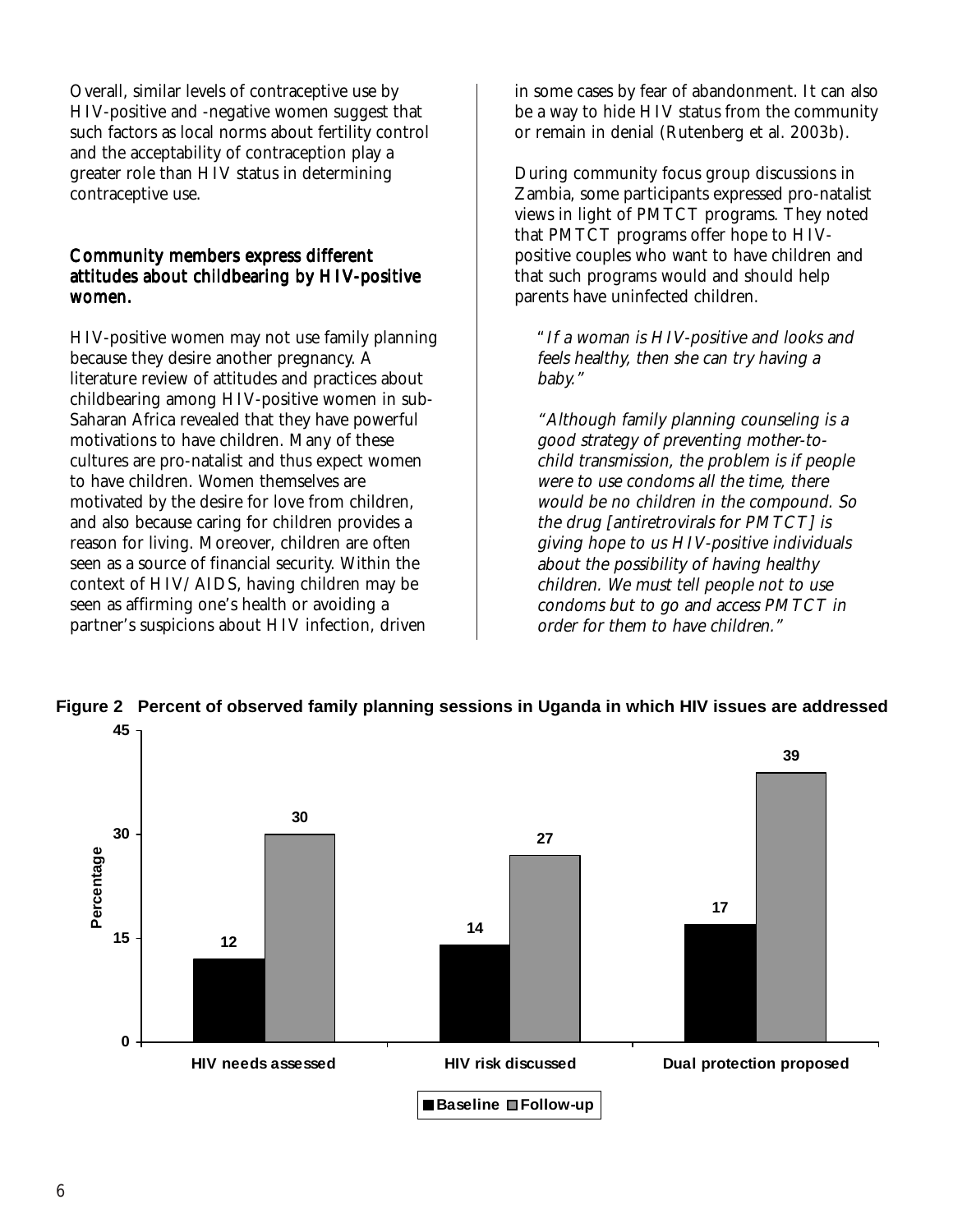Overall, similar levels of contraceptive use by HIV-positive and -negative women suggest that such factors as local norms about fertility control and the acceptability of contraception play a greater role than HIV status in determining contraceptive use.

### Community members express different attitudes about childbearing by HIV-positive women.

HIV-positive women may not use family planning because they desire another pregnancy. A literature review of attitudes and practices about childbearing among HIV-positive women in sub-Saharan Africa revealed that they have powerful motivations to have children. Many of these cultures are pro-natalist and thus expect women to have children. Women themselves are motivated by the desire for love from children, and also because caring for children provides a reason for living. Moreover, children are often seen as a source of financial security. Within the context of HIV/AIDS, having children may be seen as affirming one's health or avoiding a partner's suspicions about HIV infection, driven in some cases by fear of abandonment. It can also be a way to hide HIV status from the community or remain in denial (Rutenberg et al. 2003b).

During community focus group discussions in Zambia, some participants expressed pro-natalist views in light of PMTCT programs. They noted that PMTCT programs offer hope to HIV-positive couples who want to have children and that such programs would and should help parents have uninfected children.

> *"If a woman is HIV-positive and looks and feels healthy, then she can try having a baby."*

> *"Although family planning counseling is a good strategy of preventing mother-to-child transmission, the problem is if people were to use condoms all the time, there would be no children in the compound. So the drug [antiretrovirals for PMTCT] is giving hope to us HIV-positive individuals about the possibility of having healthy children. We must tell people not to use condoms but to go and access PMTCT in order for them to have children."*

**Figure 2 Percent of observed family planning sessions in Uganda in which HIV issues are addressed**

| | Baseline | Follow-up |
|---|---|---|
| HIV needs assessed | 12 | 30 |
| HIV risk discussed | 14 | 27 |
| Dual protection proposed | 17 | 39 |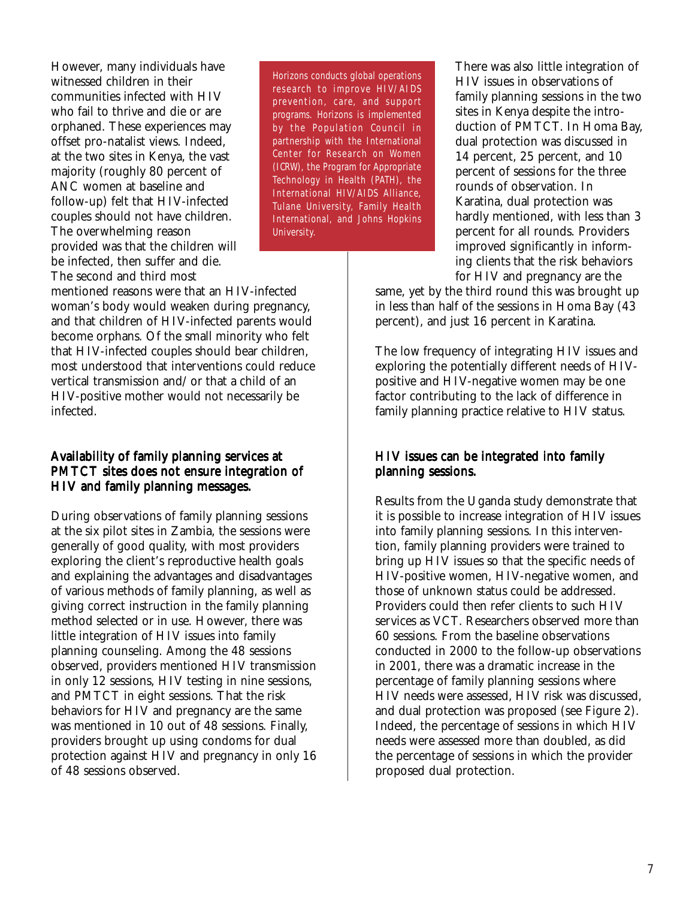However, many individuals have witnessed children in their communities infected with HIV who fail to thrive and die or are orphaned. These experiences may offset pro-natalist views. Indeed, at the two sites in Kenya, the vast majority (roughly 80 percent of ANC women at baseline and follow-up) felt that HIV-infected couples should not have children. The overwhelming reason provided was that the children will be infected, then suffer and die. The second and third most mentioned reasons were that an HIV-infected woman's body would weaken during pregnancy, and that children of HIV-infected parents would become orphans. Of the small minority who felt that HIV-infected couples should bear children, most understood that interventions could reduce vertical transmission and/or that a child of an HIV-positive mother would not necessarily be infected.

> Horizons conducts global operations research to improve HIV/AIDS prevention, care, and support programs. Horizons is implemented by the Population Council in partnership with the International Center for Research on Women (ICRW), the Program for Appropriate Technology in Health (PATH), the International HIV/AIDS Alliance, Tulane University, Family Health International, and Johns Hopkins University.

## Availability of family planning services at PMTCT sites does not ensure integration of HIV and family planning messages.

During observations of family planning sessions at the six pilot sites in Zambia, the sessions were generally of good quality, with most providers exploring the client's reproductive health goals and explaining the advantages and disadvantages of various methods of family planning, as well as giving correct instruction in the family planning method selected or in use. However, there was little integration of HIV issues into family planning counseling. Among the 48 sessions observed, providers mentioned HIV transmission in only 12 sessions, HIV testing in nine sessions, and PMTCT in eight sessions. That the risk behaviors for HIV and pregnancy are the same was mentioned in 10 out of 48 sessions. Finally, providers brought up using condoms for dual protection against HIV and pregnancy in only 16 of 48 sessions observed.

There was also little integration of HIV issues in observations of family planning sessions in the two sites in Kenya despite the introduction of PMTCT. In Homa Bay, dual protection was discussed in 14 percent, 25 percent, and 10 percent of sessions for the three rounds of observation. In Karatina, dual protection was hardly mentioned, with less than 3 percent for all rounds. Providers improved significantly in informing clients that the risk behaviors for HIV and pregnancy are the same, yet by the third round this was brought up in less than half of the sessions in Homa Bay (43 percent), and just 16 percent in Karatina.

The low frequency of integrating HIV issues and exploring the potentially different needs of HIV-positive and HIV-negative women may be one factor contributing to the lack of difference in family planning practice relative to HIV status.

## HIV issues can be integrated into family planning sessions.

Results from the Uganda study demonstrate that it is possible to increase integration of HIV issues into family planning sessions. In this intervention, family planning providers were trained to bring up HIV issues so that the specific needs of HIV-positive women, HIV-negative women, and those of unknown status could be addressed. Providers could then refer clients to such HIV services as VCT. Researchers observed more than 60 sessions. From the baseline observations conducted in 2000 to the follow-up observations in 2001, there was a dramatic increase in the percentage of family planning sessions where HIV needs were assessed, HIV risk was discussed, and dual protection was proposed (see Figure 2). Indeed, the percentage of sessions in which HIV needs were assessed more than doubled, as did the percentage of sessions in which the provider proposed dual protection.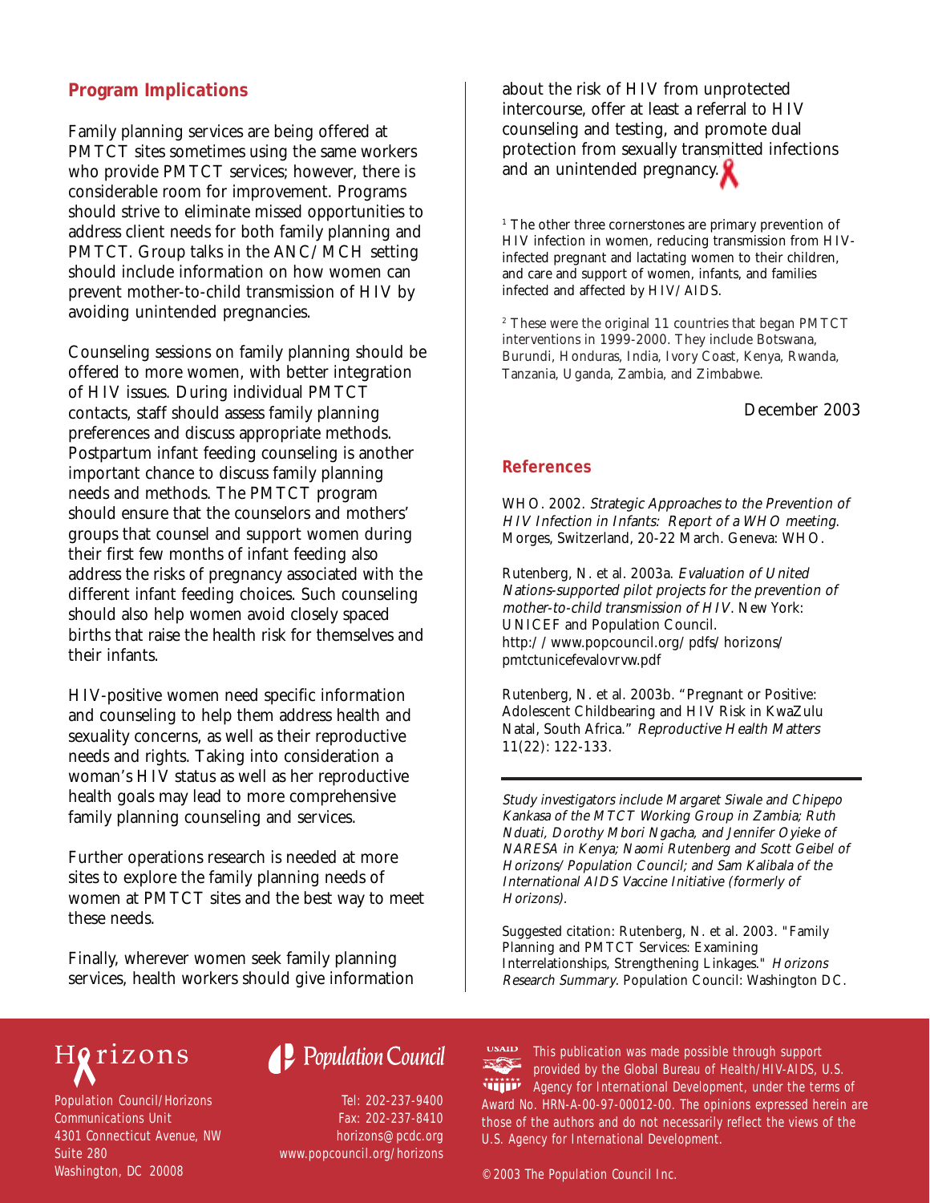## Program Implications

Family planning services are being offered at PMTCT sites sometimes using the same workers who provide PMTCT services; however, there is considerable room for improvement. Programs should strive to eliminate missed opportunities to address client needs for both family planning and PMTCT. Group talks in the ANC/MCH setting should include information on how women can prevent mother-to-child transmission of HIV by avoiding unintended pregnancies.

Counseling sessions on family planning should be offered to more women, with better integration of HIV issues. During individual PMTCT contacts, staff should assess family planning preferences and discuss appropriate methods. Postpartum infant feeding counseling is another important chance to discuss family planning needs and methods. The PMTCT program should ensure that the counselors and mothers' groups that counsel and support women during their first few months of infant feeding also address the risks of pregnancy associated with the different infant feeding choices. Such counseling should also help women avoid closely spaced births that raise the health risk for themselves and their infants.

HIV-positive women need specific information and counseling to help them address health and sexuality concerns, as well as their reproductive needs and rights. Taking into consideration a woman's HIV status as well as her reproductive health goals may lead to more comprehensive family planning counseling and services.

Further operations research is needed at more sites to explore the family planning needs of women at PMTCT sites and the best way to meet these needs.

Finally, wherever women seek family planning services, health workers should give information about the risk of HIV from unprotected intercourse, offer at least a referral to HIV counseling and testing, and promote dual protection from sexually transmitted infections and an unintended pregnancy.

[1] The other three cornerstones are primary prevention of HIV infection in women, reducing transmission from HIV-infected pregnant and lactating women to their children, and care and support of women, infants, and families infected and affected by HIV/AIDS.

[2] These were the original 11 countries that began PMTCT interventions in 1999-2000. They include Botswana, Burundi, Honduras, India, Ivory Coast, Kenya, Rwanda, Tanzania, Uganda, Zambia, and Zimbabwe.

December 2003

## References

WHO. 2002. *Strategic Approaches to the Prevention of HIV Infection in Infants: Report of a WHO meeting.* Morges, Switzerland, 20-22 March. Geneva: WHO.

Rutenberg, N. et al. 2003a. *Evaluation of United Nations-supported pilot projects for the prevention of mother-to-child transmission of HIV.* New York: UNICEF and Population Council. http://www.popcouncil.org/pdfs/horizons/pmtctunicefevalovrvw.pdf

Rutenberg, N. et al. 2003b. "Pregnant or Positive: Adolescent Childbearing and HIV Risk in KwaZulu Natal, South Africa." *Reproductive Health Matters* 11(22): 122-133.

---

*Study investigators include Margaret Siwale and Chipepo Kankasa of the MTCT Working Group in Zambia; Ruth Nduati, Dorothy Mbori Ngacha, and Jennifer Oyieke of NARESA in Kenya; Naomi Rutenberg and Scott Geibel of Horizons/Population Council; and Sam Kalibala of the International AIDS Vaccine Initiative (formerly of Horizons).*

Suggested citation: Rutenberg, N. et al. 2003. "Family Planning and PMTCT Services: Examining Interrelationships, Strengthening Linkages." *Horizons Research Summary.* Population Council: Washington DC.

Horizons

Population Council

Population Council/Horizons
Communications Unit
4301 Connecticut Avenue, NW
Suite 280
Washington, DC 20008

Tel: 202-237-9400
Fax: 202-237-8410
horizons@pcdc.org
www.popcouncil.org/horizons

USAID

This publication was made possible through support provided by the Global Bureau of Health/HIV-AIDS, U.S. Agency for International Development, under the terms of Award No. HRN-A-00-97-00012-00. The opinions expressed herein are those of the authors and do not necessarily reflect the views of the U.S. Agency for International Development.

© 2003 The Population Council Inc.